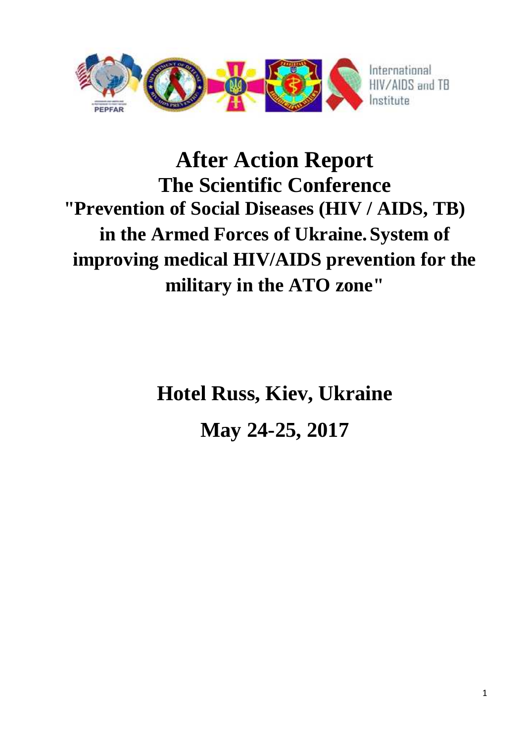International HIV/AIDS and TB Institute

# After Action Report

# The Scientific Conference

## "Prevention of Social Diseases (HIV / AIDS, TB) in the Armed Forces of Ukraine. System of improving medical HIV/AIDS prevention for the military in the ATO zone"

## Hotel Russ, Kiev, Ukraine

## May 24-25, 2017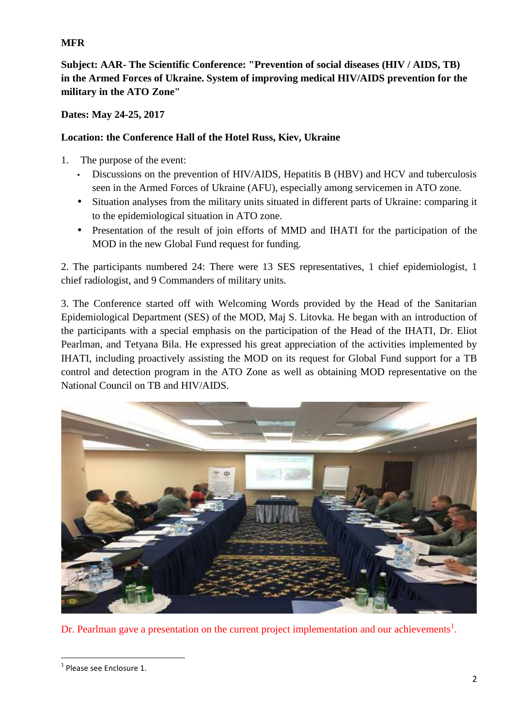**MFR**

**Subject: AAR- The Scientific Conference: "Prevention of social diseases (HIV / AIDS, TB) in the Armed Forces of Ukraine. System of improving medical HIV/AIDS prevention for the military in the ATO Zone"**

**Dates: May 24-25, 2017**

**Location: the Conference Hall of the Hotel Russ, Kiev, Ukraine**

1. The purpose of the event:
   - Discussions on the prevention of HIV/AIDS, Hepatitis B (HBV) and HCV and tuberculosis seen in the Armed Forces of Ukraine (AFU), especially among servicemen in ATO zone.
   - Situation analyses from the military units situated in different parts of Ukraine: comparing it to the epidemiological situation in ATO zone.
   - Presentation of the result of join efforts of MMD and IHATI for the participation of the MOD in the new Global Fund request for funding.

2. The participants numbered 24: There were 13 SES representatives, 1 chief epidemiologist, 1 chief radiologist, and 9 Commanders of military units.

3. The Conference started off with Welcoming Words provided by the Head of the Sanitarian Epidemiological Department (SES) of the MOD, Maj S. Litovka. He began with an introduction of the participants with a special emphasis on the participation of the Head of the IHATI, Dr. Eliot Pearlman, and Tetyana Bila. He expressed his great appreciation of the activities implemented by IHATI, including proactively assisting the MOD on its request for Global Fund support for a TB control and detection program in the ATO Zone as well as obtaining MOD representative on the National Council on TB and HIV/AIDS.

Dr. Pearlman gave a presentation on the current project implementation and our achievements[1].

[1] Please see Enclosure 1.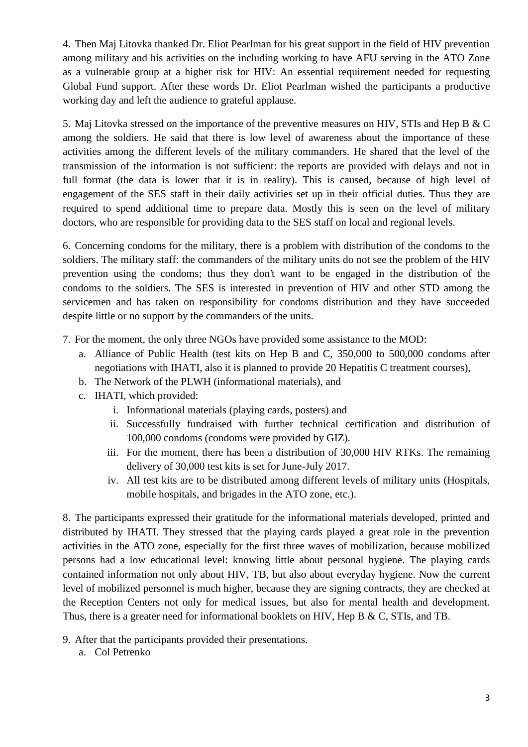4. Then Maj Litovka thanked Dr. Eliot Pearlman for his great support in the field of HIV prevention among military and his activities on the including working to have AFU serving in the ATO Zone as a vulnerable group at a higher risk for HIV: An essential requirement needed for requesting Global Fund support. After these words Dr. Eliot Pearlman wished the participants a productive working day and left the audience to grateful applause.

5. Maj Litovka stressed on the importance of the preventive measures on HIV, STIs and Hep B & C among the soldiers. He said that there is low level of awareness about the importance of these activities among the different levels of the military commanders. He shared that the level of the transmission of the information is not sufficient: the reports are provided with delays and not in full format (the data is lower that it is in reality). This is caused, because of high level of engagement of the SES staff in their daily activities set up in their official duties. Thus they are required to spend additional time to prepare data. Mostly this is seen on the level of military doctors, who are responsible for providing data to the SES staff on local and regional levels.

6. Concerning condoms for the military, there is a problem with distribution of the condoms to the soldiers. The military staff: the commanders of the military units do not see the problem of the HIV prevention using the condoms; thus they don't want to be engaged in the distribution of the condoms to the soldiers. The SES is interested in prevention of HIV and other STD among the servicemen and has taken on responsibility for condoms distribution and they have succeeded despite little or no support by the commanders of the units.

7. For the moment, the only three NGOs have provided some assistance to the MOD:
   a. Alliance of Public Health (test kits on Hep B and C, 350,000 to 500,000 condoms after negotiations with IHATI, also it is planned to provide 20 Hepatitis C treatment courses),
   b. The Network of the PLWH (informational materials), and
   c. IHATI, which provided:
      i. Informational materials (playing cards, posters) and
      ii. Successfully fundraised with further technical certification and distribution of 100,000 condoms (condoms were provided by GIZ).
      iii. For the moment, there has been a distribution of 30,000 HIV RTKs. The remaining delivery of 30,000 test kits is set for June-July 2017.
      iv. All test kits are to be distributed among different levels of military units (Hospitals, mobile hospitals, and brigades in the ATO zone, etc.).

8. The participants expressed their gratitude for the informational materials developed, printed and distributed by IHATI. They stressed that the playing cards played a great role in the prevention activities in the ATO zone, especially for the first three waves of mobilization, because mobilized persons had a low educational level: knowing little about personal hygiene. The playing cards contained information not only about HIV, TB, but also about everyday hygiene. Now the current level of mobilized personnel is much higher, because they are signing contracts, they are checked at the Reception Centers not only for medical issues, but also for mental health and development. Thus, there is a greater need for informational booklets on HIV, Hep B & C, STIs, and TB.

9. After that the participants provided their presentations.
   a. Col Petrenko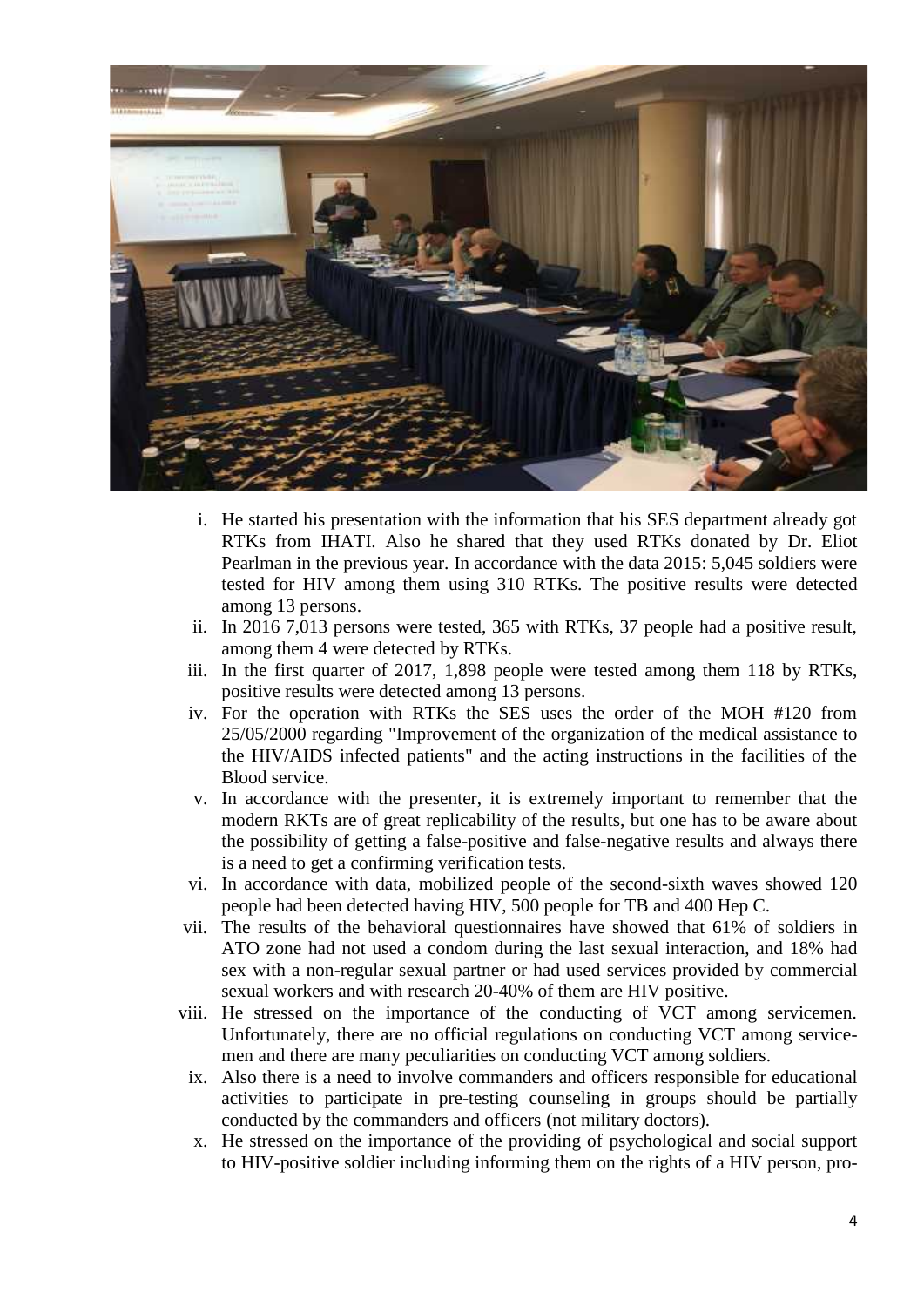i. He started his presentation with the information that his SES department already got RTKs from IHATI. Also he shared that they used RTKs donated by Dr. Eliot Pearlman in the previous year. In accordance with the data 2015: 5,045 soldiers were tested for HIV among them using 310 RTKs. The positive results were detected among 13 persons.

ii. In 2016 7,013 persons were tested, 365 with RTKs, 37 people had a positive result, among them 4 were detected by RTKs.

iii. In the first quarter of 2017, 1,898 people were tested among them 118 by RTKs, positive results were detected among 13 persons.

iv. For the operation with RTKs the SES uses the order of the MOH #120 from 25/05/2000 regarding "Improvement of the organization of the medical assistance to the HIV/AIDS infected patients" and the acting instructions in the facilities of the Blood service.

v. In accordance with the presenter, it is extremely important to remember that the modern RKTs are of great replicability of the results, but one has to be aware about the possibility of getting a false-positive and false-negative results and always there is a need to get a confirming verification tests.

vi. In accordance with data, mobilized people of the second-sixth waves showed 120 people had been detected having HIV, 500 people for TB and 400 Hep C.

vii. The results of the behavioral questionnaires have showed that 61% of soldiers in ATO zone had not used a condom during the last sexual interaction, and 18% had sex with a non-regular sexual partner or had used services provided by commercial sexual workers and with research 20-40% of them are HIV positive.

viii. He stressed on the importance of the conducting of VCT among servicemen. Unfortunately, there are no official regulations on conducting VCT among service-men and there are many peculiarities on conducting VCT among soldiers.

ix. Also there is a need to involve commanders and officers responsible for educational activities to participate in pre-testing counseling in groups should be partially conducted by the commanders and officers (not military doctors).

x. He stressed on the importance of the providing of psychological and social support to HIV-positive soldier including informing them on the rights of a HIV person, pro-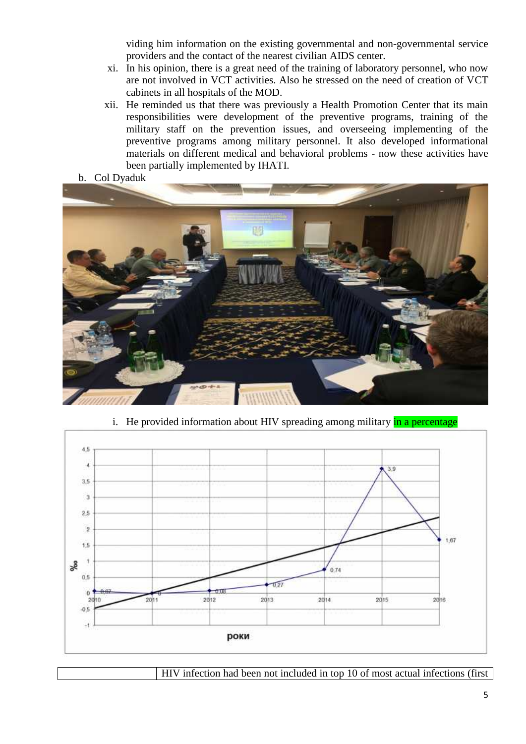viding him information on the existing governmental and non-governmental service providers and the contact of the nearest civilian AIDS center.

xi. In his opinion, there is a great need of the training of laboratory personnel, who now are not involved in VCT activities. Also he stressed on the need of creation of VCT cabinets in all hospitals of the MOD.

xii. He reminded us that there was previously a Health Promotion Center that its main responsibilities were development of the preventive programs, training of the military staff on the prevention issues, and overseeing implementing of the preventive programs among military personnel. It also developed informational materials on different medical and behavioral problems - now these activities have been partially implemented by IHATI.

b. Col Dyaduk

i. He provided information about HIV spreading among military in a percentage

| | HIV infection had been not included in top 10 of most actual infections (first |
|---|---|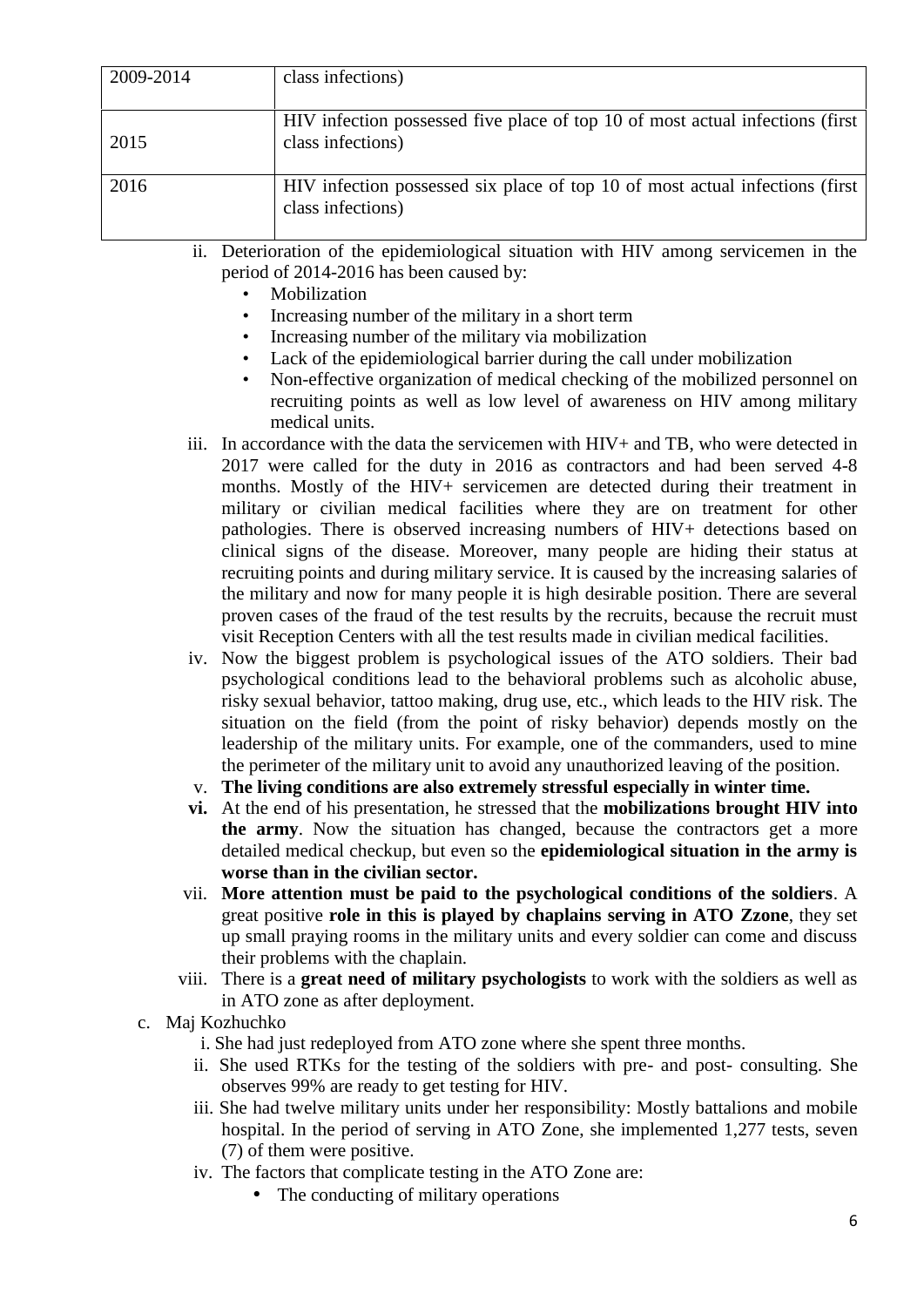| 2009-2014 | class infections) |
|---|---|
| 2015 | HIV infection possessed five place of top 10 of most actual infections (first class infections) |
| 2016 | HIV infection possessed six place of top 10 of most actual infections (first class infections) |

ii. Deterioration of the epidemiological situation with HIV among servicemen in the period of 2014-2016 has been caused by:
   - Mobilization
   - Increasing number of the military in a short term
   - Increasing number of the military via mobilization
   - Lack of the epidemiological barrier during the call under mobilization
   - Non-effective organization of medical checking of the mobilized personnel on recruiting points as well as low level of awareness on HIV among military medical units.

iii. In accordance with the data the servicemen with HIV+ and TB, who were detected in 2017 were called for the duty in 2016 as contractors and had been served 4-8 months. Mostly of the HIV+ servicemen are detected during their treatment in military or civilian medical facilities where they are on treatment for other pathologies. There is observed increasing numbers of HIV+ detections based on clinical signs of the disease. Moreover, many people are hiding their status at recruiting points and during military service. It is caused by the increasing salaries of the military and now for many people it is high desirable position. There are several proven cases of the fraud of the test results by the recruits, because the recruit must visit Reception Centers with all the test results made in civilian medical facilities.

iv. Now the biggest problem is psychological issues of the ATO soldiers. Their bad psychological conditions lead to the behavioral problems such as alcoholic abuse, risky sexual behavior, tattoo making, drug use, etc., which leads to the HIV risk. The situation on the field (from the point of risky behavior) depends mostly on the leadership of the military units. For example, one of the commanders, used to mine the perimeter of the military unit to avoid any unauthorized leaving of the position.

v. **The living conditions are also extremely stressful especially in winter time.**

**vi.** At the end of his presentation, he stressed that the **mobilizations brought HIV into the army**. Now the situation has changed, because the contractors get a more detailed medical checkup, but even so the **epidemiological situation in the army is worse than in the civilian sector.**

vii. **More attention must be paid to the psychological conditions of the soldiers**. A great positive **role in this is played by chaplains serving in ATO Zzone**, they set up small praying rooms in the military units and every soldier can come and discuss their problems with the chaplain.

viii. There is a **great need of military psychologists** to work with the soldiers as well as in ATO zone as after deployment.

c. Maj Kozhuchko

i. She had just redeployed from ATO zone where she spent three months.

ii. She used RTKs for the testing of the soldiers with pre- and post- consulting. She observes 99% are ready to get testing for HIV.

iii. She had twelve military units under her responsibility: Mostly battalions and mobile hospital. In the period of serving in ATO Zone, she implemented 1,277 tests, seven (7) of them were positive.

iv. The factors that complicate testing in the ATO Zone are:
   - The conducting of military operations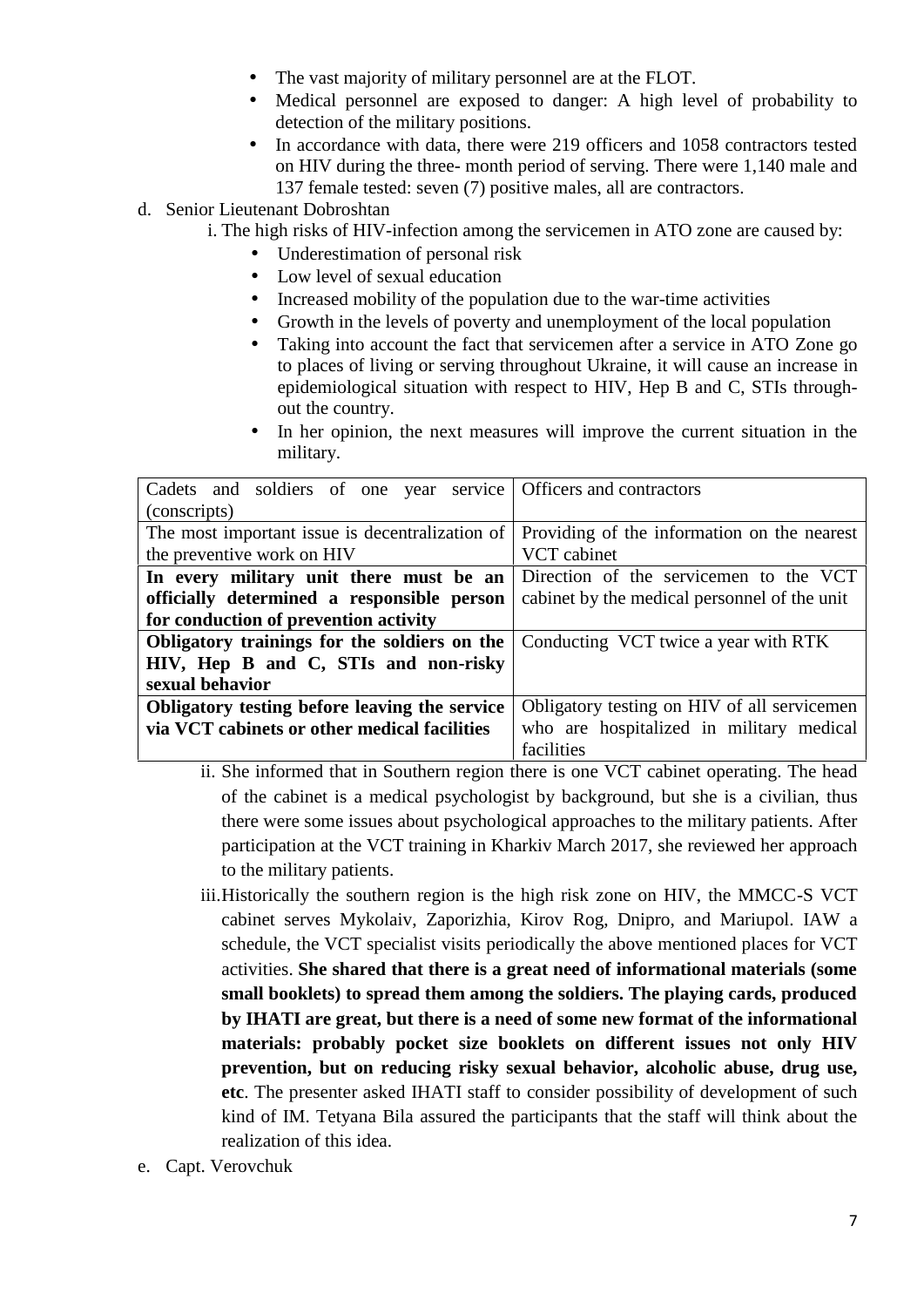- The vast majority of military personnel are at the FLOT.
- Medical personnel are exposed to danger: A high level of probability to detection of the military positions.
- In accordance with data, there were 219 officers and 1058 contractors tested on HIV during the three- month period of serving. There were 1,140 male and 137 female tested: seven (7) positive males, all are contractors.

d. Senior Lieutenant Dobroshtan

i. The high risks of HIV-infection among the servicemen in ATO zone are caused by:

- Underestimation of personal risk
- Low level of sexual education
- Increased mobility of the population due to the war-time activities
- Growth in the levels of poverty and unemployment of the local population
- Taking into account the fact that servicemen after a service in ATO Zone go to places of living or serving throughout Ukraine, it will cause an increase in epidemiological situation with respect to HIV, Hep B and C, STIs throughout the country.
- In her opinion, the next measures will improve the current situation in the military.

| Cadets and soldiers of one year service (conscripts) | Officers and contractors |
| --- | --- |
| The most important issue is decentralization of the preventive work on HIV | Providing of the information on the nearest VCT cabinet |
| **In every military unit there must be an officially determined a responsible person for conduction of prevention activity** | Direction of the servicemen to the VCT cabinet by the medical personnel of the unit |
| **Obligatory trainings for the soldiers on the HIV, Hep B and C, STIs and non-risky sexual behavior** | Conducting VCT twice a year with RTK |
| **Obligatory testing before leaving the service via VCT cabinets or other medical facilities** | Obligatory testing on HIV of all servicemen who are hospitalized in military medical facilities |

ii. She informed that in Southern region there is one VCT cabinet operating. The head of the cabinet is a medical psychologist by background, but she is a civilian, thus there were some issues about psychological approaches to the military patients. After participation at the VCT training in Kharkiv March 2017, she reviewed her approach to the military patients.

iii. Historically the southern region is the high risk zone on HIV, the MMCC-S VCT cabinet serves Mykolaiv, Zaporizhia, Kirov Rog, Dnipro, and Mariupol. IAW a schedule, the VCT specialist visits periodically the above mentioned places for VCT activities. **She shared that there is a great need of informational materials (some small booklets) to spread them among the soldiers. The playing cards, produced by IHATI are great, but there is a need of some new format of the informational materials: probably pocket size booklets on different issues not only HIV prevention, but on reducing risky sexual behavior, alcoholic abuse, drug use, etc**. The presenter asked IHATI staff to consider possibility of development of such kind of IM. Tetyana Bila assured the participants that the staff will think about the realization of this idea.

e. Capt. Verovchuk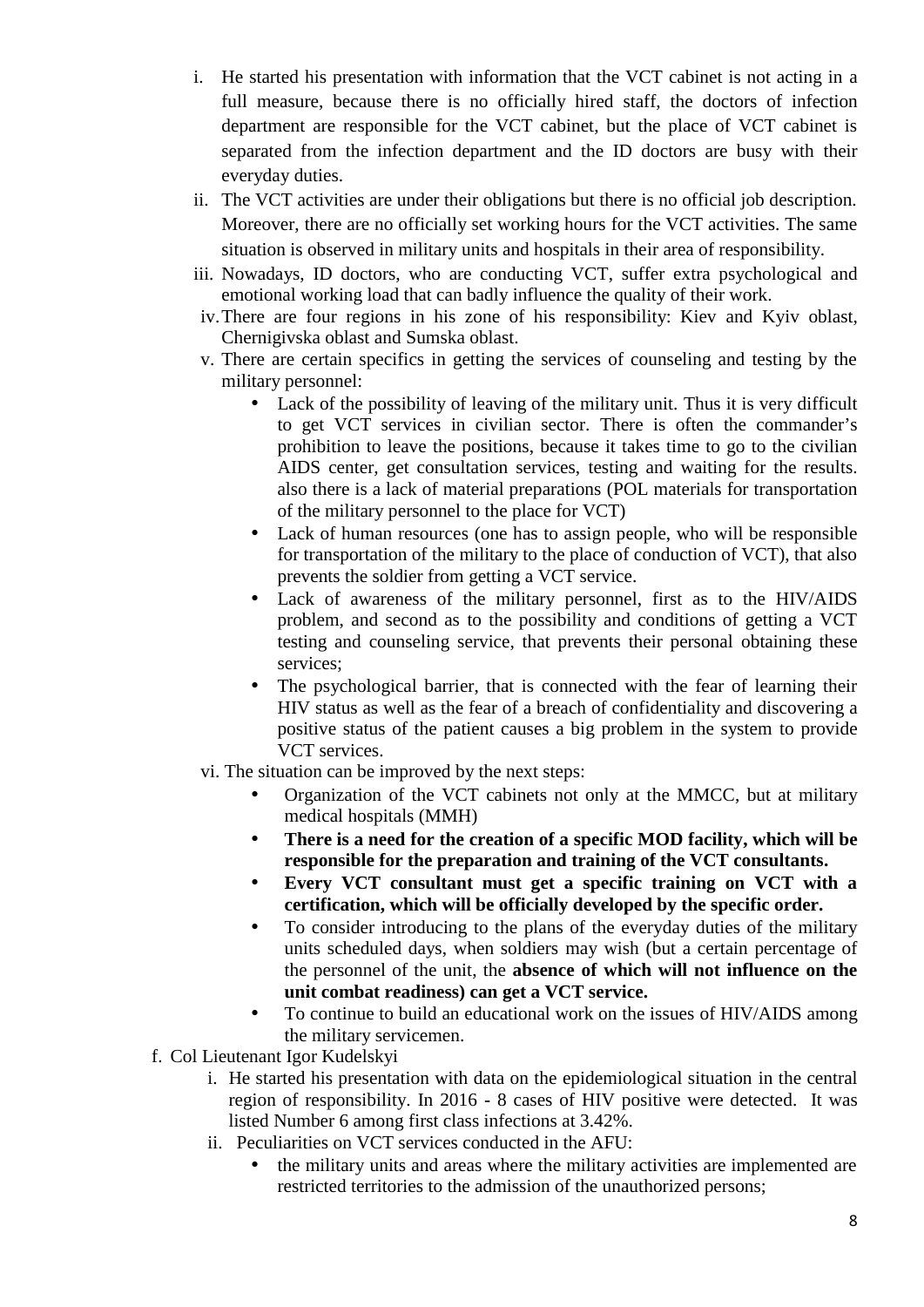i. He started his presentation with information that the VCT cabinet is not acting in a full measure, because there is no officially hired staff, the doctors of infection department are responsible for the VCT cabinet, but the place of VCT cabinet is separated from the infection department and the ID doctors are busy with their everyday duties.

ii. The VCT activities are under their obligations but there is no official job description. Moreover, there are no officially set working hours for the VCT activities. The same situation is observed in military units and hospitals in their area of responsibility.

iii. Nowadays, ID doctors, who are conducting VCT, suffer extra psychological and emotional working load that can badly influence the quality of their work.

iv. There are four regions in his zone of his responsibility: Kiev and Kyiv oblast, Chernigivska oblast and Sumska oblast.

v. There are certain specifics in getting the services of counseling and testing by the military personnel:
   - Lack of the possibility of leaving of the military unit. Thus it is very difficult to get VCT services in civilian sector. There is often the commander's prohibition to leave the positions, because it takes time to go to the civilian AIDS center, get consultation services, testing and waiting for the results. also there is a lack of material preparations (POL materials for transportation of the military personnel to the place for VCT)
   - Lack of human resources (one has to assign people, who will be responsible for transportation of the military to the place of conduction of VCT), that also prevents the soldier from getting a VCT service.
   - Lack of awareness of the military personnel, first as to the HIV/AIDS problem, and second as to the possibility and conditions of getting a VCT testing and counseling service, that prevents their personal obtaining these services;
   - The psychological barrier, that is connected with the fear of learning their HIV status as well as the fear of a breach of confidentiality and discovering a positive status of the patient causes a big problem in the system to provide VCT services.

vi. The situation can be improved by the next steps:
   - Organization of the VCT cabinets not only at the MMCC, but at military medical hospitals (MMH)
   - **There is a need for the creation of a specific MOD facility, which will be responsible for the preparation and training of the VCT consultants.**
   - **Every VCT consultant must get a specific training on VCT with a certification, which will be officially developed by the specific order.**
   - To consider introducing to the plans of the everyday duties of the military units scheduled days, when soldiers may wish (but a certain percentage of the personnel of the unit, the **absence of which will not influence on the unit combat readiness) can get a VCT service.**
   - To continue to build an educational work on the issues of HIV/AIDS among the military servicemen.

f. Col Lieutenant Igor Kudelskyi

i. He started his presentation with data on the epidemiological situation in the central region of responsibility. In 2016 - 8 cases of HIV positive were detected. It was listed Number 6 among first class infections at 3.42%.

ii. Peculiarities on VCT services conducted in the AFU:
   - the military units and areas where the military activities are implemented are restricted territories to the admission of the unauthorized persons;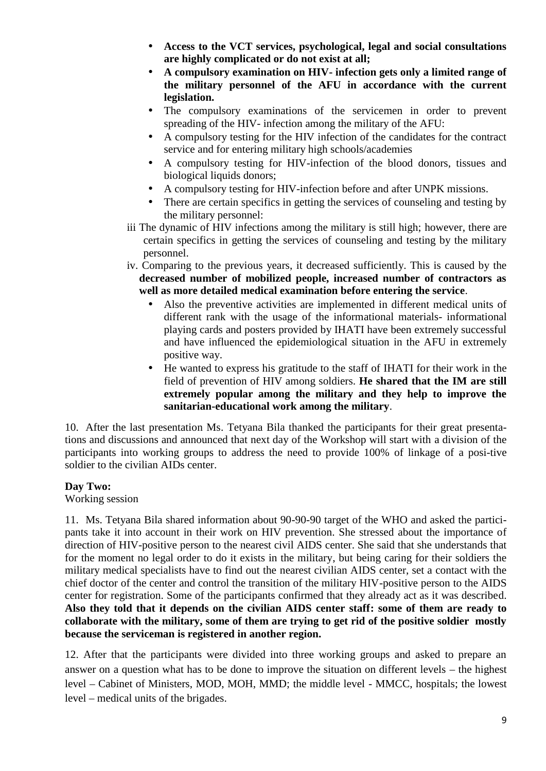- **Access to the VCT services, psychological, legal and social consultations are highly complicated or do not exist at all;**
- **A compulsory examination on HIV- infection gets only a limited range of the military personnel of the AFU in accordance with the current legislation.**
- The compulsory examinations of the servicemen in order to prevent spreading of the HIV- infection among the military of the AFU:
- A compulsory testing for the HIV infection of the candidates for the contract service and for entering military high schools/academies
- A compulsory testing for HIV-infection of the blood donors, tissues and biological liquids donors;
- A compulsory testing for HIV-infection before and after UNPK missions.
- There are certain specifics in getting the services of counseling and testing by the military personnel:

iii The dynamic of HIV infections among the military is still high; however, there are certain specifics in getting the services of counseling and testing by the military personnel.

iv. Comparing to the previous years, it decreased sufficiently. This is caused by the **decreased number of mobilized people, increased number of contractors as well as more detailed medical examination before entering the service**.

- Also the preventive activities are implemented in different medical units of different rank with the usage of the informational materials- informational playing cards and posters provided by IHATI have been extremely successful and have influenced the epidemiological situation in the AFU in extremely positive way.
- He wanted to express his gratitude to the staff of IHATI for their work in the field of prevention of HIV among soldiers. **He shared that the IM are still extremely popular among the military and they help to improve the sanitarian-educational work among the military**.

10. After the last presentation Ms. Tetyana Bila thanked the participants for their great presentations and discussions and announced that next day of the Workshop will start with a division of the participants into working groups to address the need to provide 100% of linkage of a posi-tive soldier to the civilian AIDs center.

**Day Two:**
Working session

11. Ms. Tetyana Bila shared information about 90-90-90 target of the WHO and asked the participants take it into account in their work on HIV prevention. She stressed about the importance of direction of HIV-positive person to the nearest civil AIDS center. She said that she understands that for the moment no legal order to do it exists in the military, but being caring for their soldiers the military medical specialists have to find out the nearest civilian AIDS center, set a contact with the chief doctor of the center and control the transition of the military HIV-positive person to the AIDS center for registration. Some of the participants confirmed that they already act as it was described. **Also they told that it depends on the civilian AIDS center staff: some of them are ready to collaborate with the military, some of them are trying to get rid of the positive soldier mostly because the serviceman is registered in another region.**

12. After that the participants were divided into three working groups and asked to prepare an answer on a question what has to be done to improve the situation on different levels – the highest level – Cabinet of Ministers, MOD, MOH, MMD; the middle level - MMCC, hospitals; the lowest level – medical units of the brigades.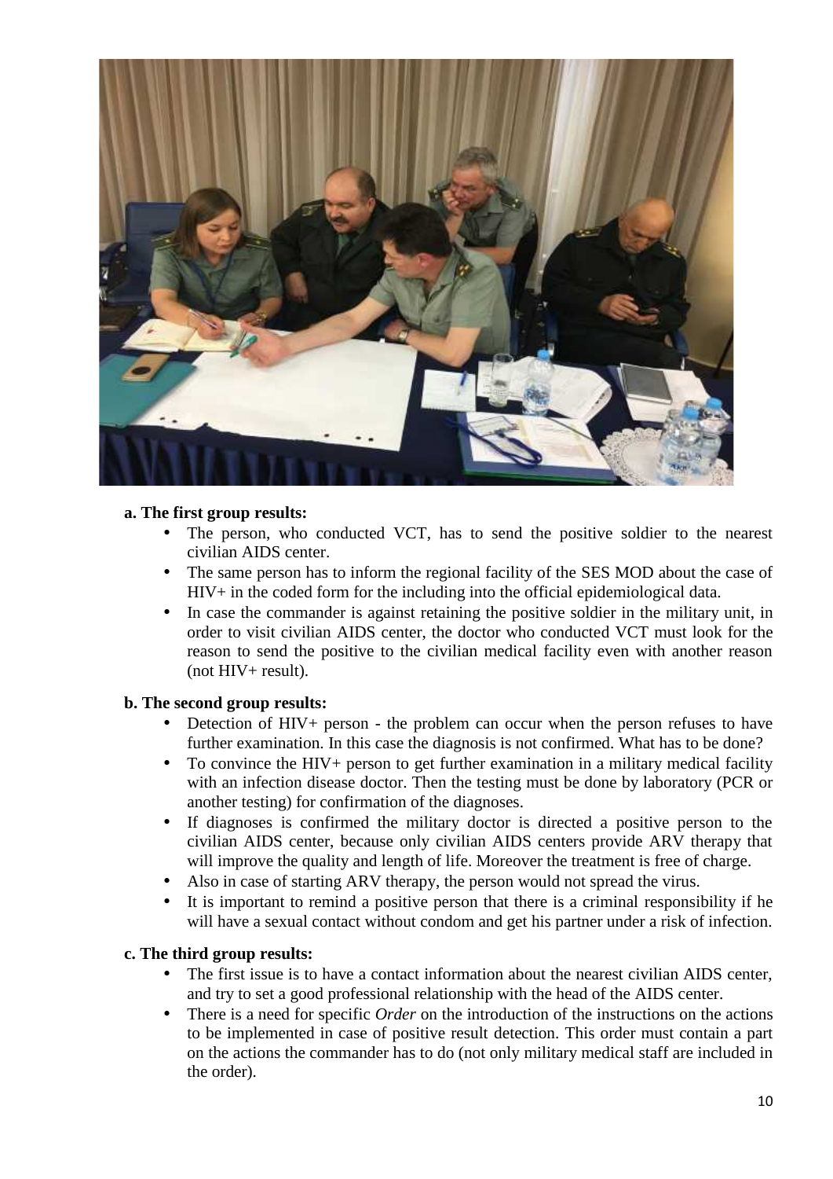**a. The first group results:**

- The person, who conducted VCT, has to send the positive soldier to the nearest civilian AIDS center.
- The same person has to inform the regional facility of the SES MOD about the case of HIV+ in the coded form for the including into the official epidemiological data.
- In case the commander is against retaining the positive soldier in the military unit, in order to visit civilian AIDS center, the doctor who conducted VCT must look for the reason to send the positive to the civilian medical facility even with another reason (not HIV+ result).

**b. The second group results:**

- Detection of HIV+ person - the problem can occur when the person refuses to have further examination. In this case the diagnosis is not confirmed. What has to be done?
- To convince the HIV+ person to get further examination in a military medical facility with an infection disease doctor. Then the testing must be done by laboratory (PCR or another testing) for confirmation of the diagnoses.
- If diagnoses is confirmed the military doctor is directed a positive person to the civilian AIDS center, because only civilian AIDS centers provide ARV therapy that will improve the quality and length of life. Moreover the treatment is free of charge.
- Also in case of starting ARV therapy, the person would not spread the virus.
- It is important to remind a positive person that there is a criminal responsibility if he will have a sexual contact without condom and get his partner under a risk of infection.

**c. The third group results:**

- The first issue is to have a contact information about the nearest civilian AIDS center, and try to set a good professional relationship with the head of the AIDS center.
- There is a need for specific *Order* on the introduction of the instructions on the actions to be implemented in case of positive result detection. This order must contain a part on the actions the commander has to do (not only military medical staff are included in the order).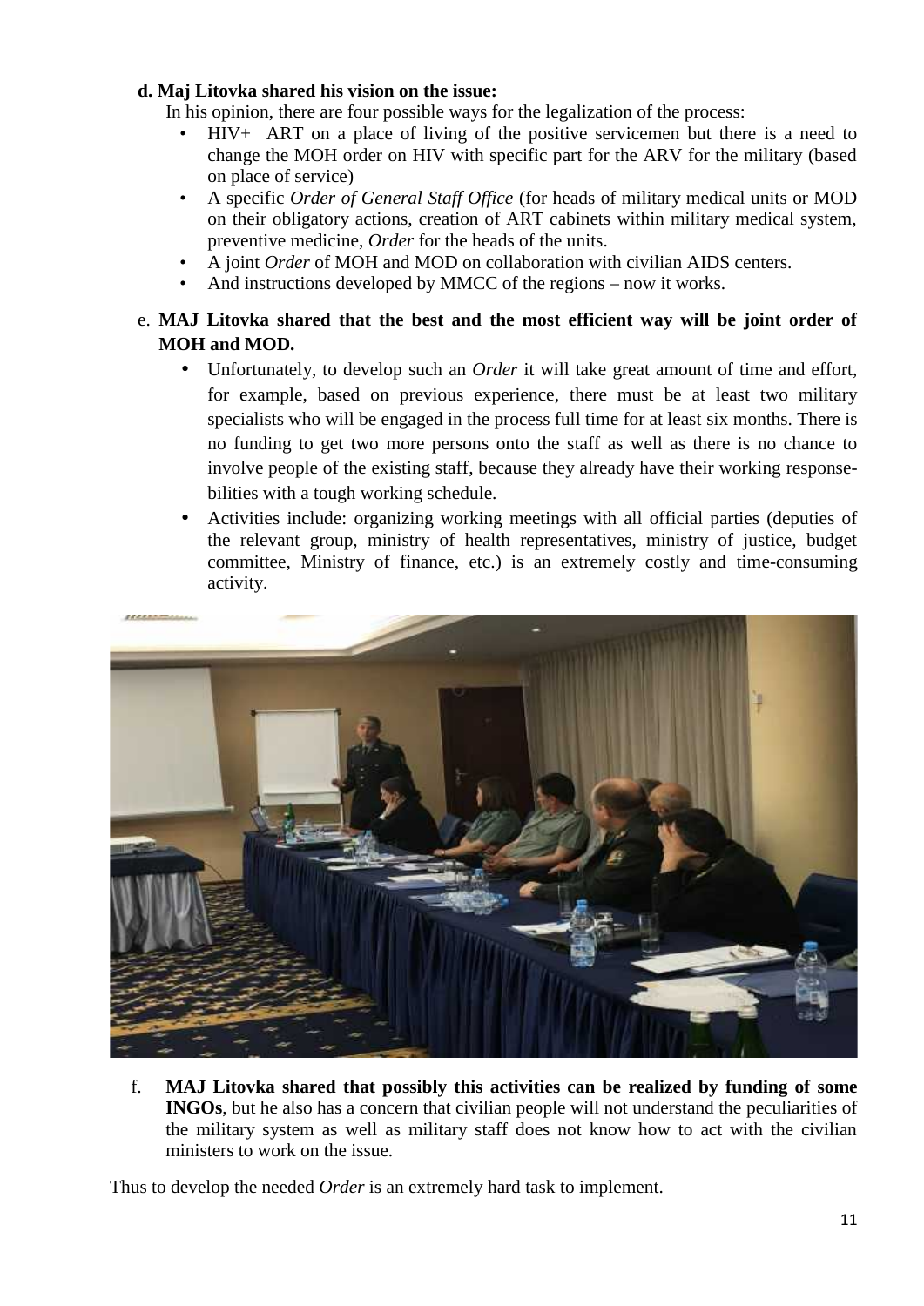**d. Maj Litovka shared his vision on the issue:**

In his opinion, there are four possible ways for the legalization of the process:

- HIV+ ART on a place of living of the positive servicemen but there is a need to change the MOH order on HIV with specific part for the ARV for the military (based on place of service)
- A specific *Order of General Staff Office* (for heads of military medical units or MOD on their obligatory actions, creation of ART cabinets within military medical system, preventive medicine, *Order* for the heads of the units.
- A joint *Order* of MOH and MOD on collaboration with civilian AIDS centers.
- And instructions developed by MMCC of the regions – now it works.

e. **MAJ Litovka shared that the best and the most efficient way will be joint order of MOH and MOD.**

- Unfortunately, to develop such an *Order* it will take great amount of time and effort, for example, based on previous experience, there must be at least two military specialists who will be engaged in the process full time for at least six months. There is no funding to get two more persons onto the staff as well as there is no chance to involve people of the existing staff, because they already have their working response-bilities with a tough working schedule.
- Activities include: organizing working meetings with all official parties (deputies of the relevant group, ministry of health representatives, ministry of justice, budget committee, Ministry of finance, etc.) is an extremely costly and time-consuming activity.

f. **MAJ Litovka shared that possibly this activities can be realized by funding of some INGOs**, but he also has a concern that civilian people will not understand the peculiarities of the military system as well as military staff does not know how to act with the civilian ministers to work on the issue.

Thus to develop the needed *Order* is an extremely hard task to implement.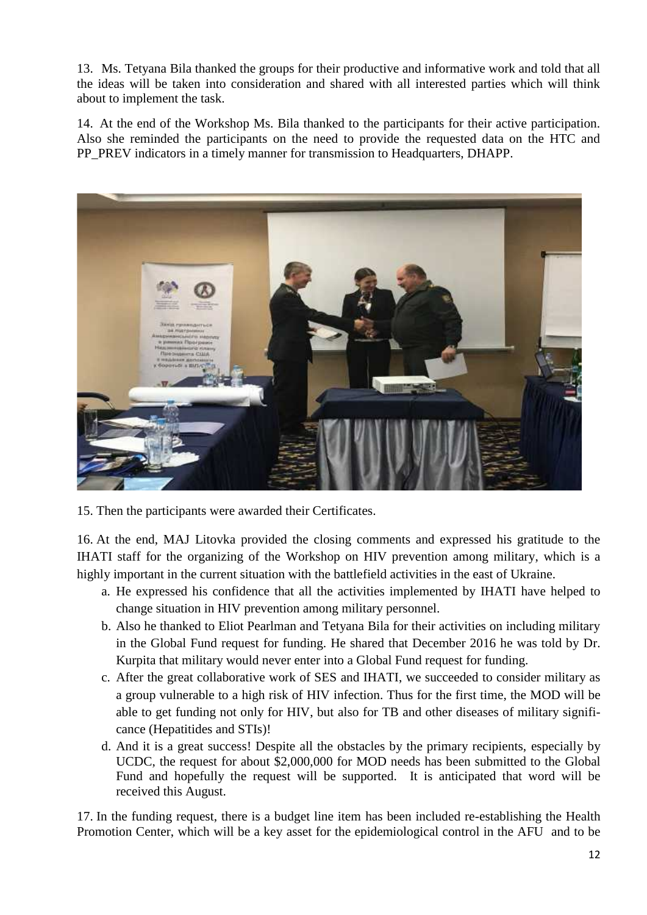13. Ms. Tetyana Bila thanked the groups for their productive and informative work and told that all the ideas will be taken into consideration and shared with all interested parties which will think about to implement the task.

14. At the end of the Workshop Ms. Bila thanked to the participants for their active participation. Also she reminded the participants on the need to provide the requested data on the HTC and PP_PREV indicators in a timely manner for transmission to Headquarters, DHAPP.

15. Then the participants were awarded their Certificates.

16. At the end, MAJ Litovka provided the closing comments and expressed his gratitude to the IHATI staff for the organizing of the Workshop on HIV prevention among military, which is a highly important in the current situation with the battlefield activities in the east of Ukraine.

   a. He expressed his confidence that all the activities implemented by IHATI have helped to change situation in HIV prevention among military personnel.
   b. Also he thanked to Eliot Pearlman and Tetyana Bila for their activities on including military in the Global Fund request for funding. He shared that December 2016 he was told by Dr. Kurpita that military would never enter into a Global Fund request for funding.
   c. After the great collaborative work of SES and IHATI, we succeeded to consider military as a group vulnerable to a high risk of HIV infection. Thus for the first time, the MOD will be able to get funding not only for HIV, but also for TB and other diseases of military significance (Hepatitides and STIs)!
   d. And it is a great success! Despite all the obstacles by the primary recipients, especially by UCDC, the request for about $2,000,000 for MOD needs has been submitted to the Global Fund and hopefully the request will be supported. It is anticipated that word will be received this August.

17. In the funding request, there is a budget line item has been included re-establishing the Health Promotion Center, which will be a key asset for the epidemiological control in the AFU and to be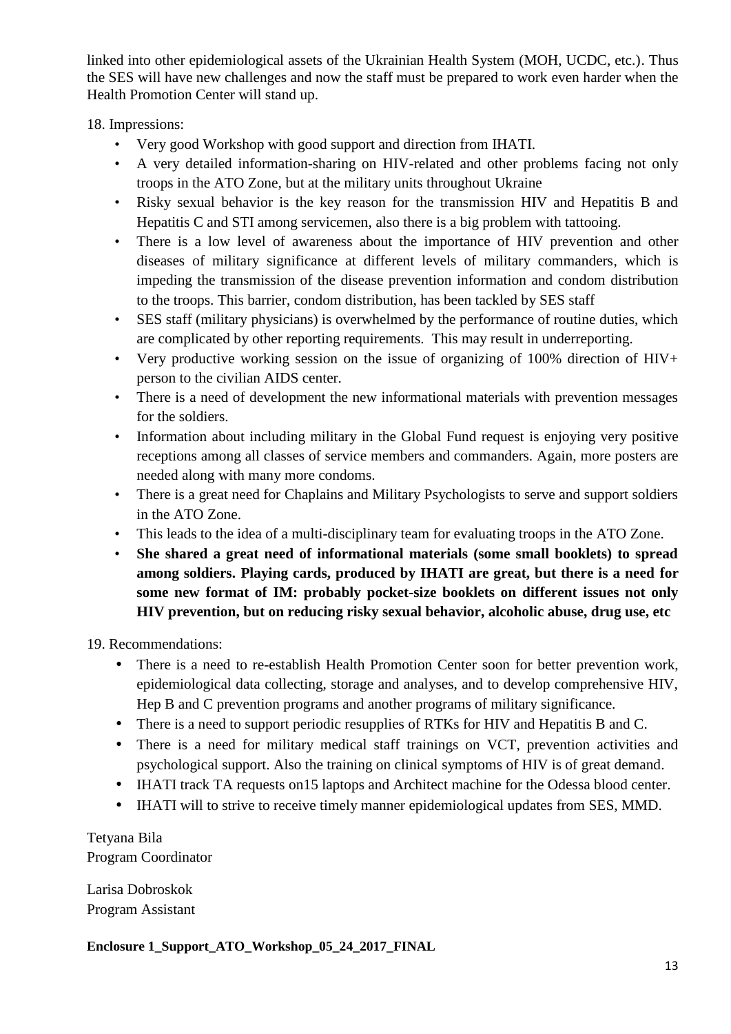linked into other epidemiological assets of the Ukrainian Health System (MOH, UCDC, etc.). Thus the SES will have new challenges and now the staff must be prepared to work even harder when the Health Promotion Center will stand up.

18. Impressions:

- Very good Workshop with good support and direction from IHATI.
- A very detailed information-sharing on HIV-related and other problems facing not only troops in the ATO Zone, but at the military units throughout Ukraine
- Risky sexual behavior is the key reason for the transmission HIV and Hepatitis B and Hepatitis C and STI among servicemen, also there is a big problem with tattooing.
- There is a low level of awareness about the importance of HIV prevention and other diseases of military significance at different levels of military commanders, which is impeding the transmission of the disease prevention information and condom distribution to the troops. This barrier, condom distribution, has been tackled by SES staff
- SES staff (military physicians) is overwhelmed by the performance of routine duties, which are complicated by other reporting requirements. This may result in underreporting.
- Very productive working session on the issue of organizing of 100% direction of HIV+ person to the civilian AIDS center.
- There is a need of development the new informational materials with prevention messages for the soldiers.
- Information about including military in the Global Fund request is enjoying very positive receptions among all classes of service members and commanders. Again, more posters are needed along with many more condoms.
- There is a great need for Chaplains and Military Psychologists to serve and support soldiers in the ATO Zone.
- This leads to the idea of a multi-disciplinary team for evaluating troops in the ATO Zone.
- **She shared a great need of informational materials (some small booklets) to spread among soldiers. Playing cards, produced by IHATI are great, but there is a need for some new format of IM: probably pocket-size booklets on different issues not only HIV prevention, but on reducing risky sexual behavior, alcoholic abuse, drug use, etc**

19. Recommendations:

- There is a need to re-establish Health Promotion Center soon for better prevention work, epidemiological data collecting, storage and analyses, and to develop comprehensive HIV, Hep B and C prevention programs and another programs of military significance.
- There is a need to support periodic resupplies of RTKs for HIV and Hepatitis B and C.
- There is a need for military medical staff trainings on VCT, prevention activities and psychological support. Also the training on clinical symptoms of HIV is of great demand.
- IHATI track TA requests on15 laptops and Architect machine for the Odessa blood center.
- IHATI will to strive to receive timely manner epidemiological updates from SES, MMD.

Tetyana Bila
Program Coordinator

Larisa Dobroskok
Program Assistant

**Enclosure 1_Support_ATO_Workshop_05_24_2017_FINAL**